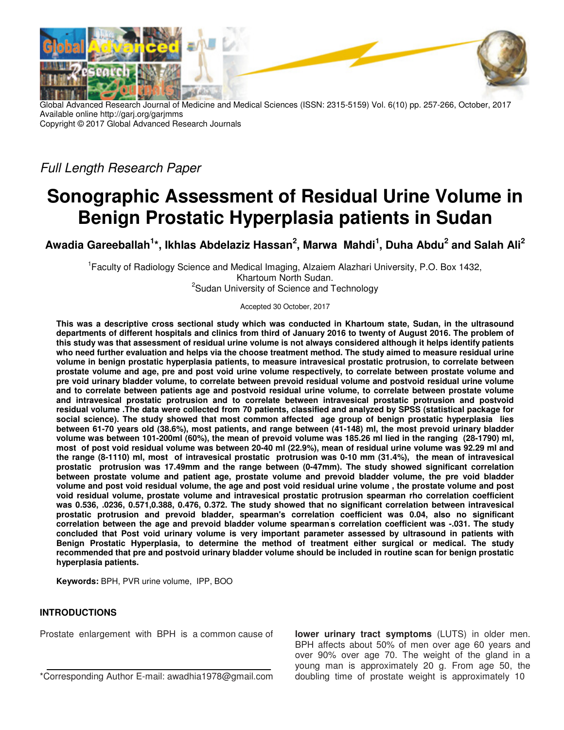Global Advanced Research Journal of Medicine and Medical Sciences (ISSN: 2315-5159) Vol. 6(10) pp. 257-266, October, 2017
Available online http://garj.org/garjmms
Copyright © 2017 Global Advanced Research Journals

*Full Length Research Paper*

# Sonographic Assessment of Residual Urine Volume in Benign Prostatic Hyperplasia patients in Sudan

**Awadia Gareeballah[1]*, Ikhlas Abdelaziz Hassan[2], Marwa Mahdi[1], Duha Abdu[2] and Salah Ali[2]**

[1]Faculty of Radiology Science and Medical Imaging, Alzaiem Alazhari University, P.O. Box 1432, Khartoum North Sudan.
[2]Sudan University of Science and Technology

Accepted 30 October, 2017

**This was a descriptive cross sectional study which was conducted in Khartoum state, Sudan, in the ultrasound departments of different hospitals and clinics from third of January 2016 to twenty of August 2016. The problem of this study was that assessment of residual urine volume is not always considered although it helps identify patients who need further evaluation and helps via the choose treatment method. The study aimed to measure residual urine volume in benign prostatic hyperplasia patients, to measure intravesical prostatic protrusion, to correlate between prostate volume and age, pre and post void urine volume respectively, to correlate between prostate volume and pre void urinary bladder volume, to correlate between prevoid residual volume and postvoid residual urine volume and to correlate between patients age and postvoid residual urine volume, to correlate between prostate volume and intravesical prostatic protrusion and to correlate between intravesical prostatic protrusion and postvoid residual volume .The data were collected from 70 patients, classified and analyzed by SPSS (statistical package for social science). The study showed that most common affected age group of benign prostatic hyperplasia lies between 61-70 years old (38.6%), most patients, and range between (41-148) ml, the most prevoid urinary bladder volume was between 101-200ml (60%), the mean of prevoid volume was 185.26 ml lied in the ranging (28-1790) ml, most of post void residual volume was between 20-40 ml (22.9%), mean of residual urine volume was 92.29 ml and the range (8-1110) ml, most of intravesical prostatic protrusion was 0-10 mm (31.4%), the mean of intravesical prostatic protrusion was 17.49mm and the range between (0-47mm). The study showed significant correlation between prostate volume and patient age, prostate volume and prevoid bladder volume, the pre void bladder volume and post void residual volume, the age and post void residual urine volume , the prostate volume and post void residual volume, prostate volume and intravesical prostatic protrusion spearman rho correlation coefficient was 0.536, .0236, 0.571,0.388, 0.476, 0.372. The study showed that no significant correlation between intravesical prostatic protrusion and prevoid bladder, spearman's correlation coefficient was 0.04, also no significant correlation between the age and prevoid bladder volume spearman's correlation coefficient was -.031. The study concluded that Post void urinary volume is very important parameter assessed by ultrasound in patients with Benign Prostatic Hyperplasia, to determine the method of treatment either surgical or medical. The study recommended that pre and postvoid urinary bladder volume should be included in routine scan for benign prostatic hyperplasia patients.**

**Keywords:** BPH, PVR urine volume, IPP, BOO

## INTRODUCTIONS

Prostate enlargement with BPH is a common cause of **lower urinary tract symptoms** (LUTS) in older men. BPH affects about 50% of men over age 60 years and over 90% over age 70. The weight of the gland in a young man is approximately 20 g. From age 50, the doubling time of prostate weight is approximately 10

*Corresponding Author E-mail: awadhia1978@gmail.com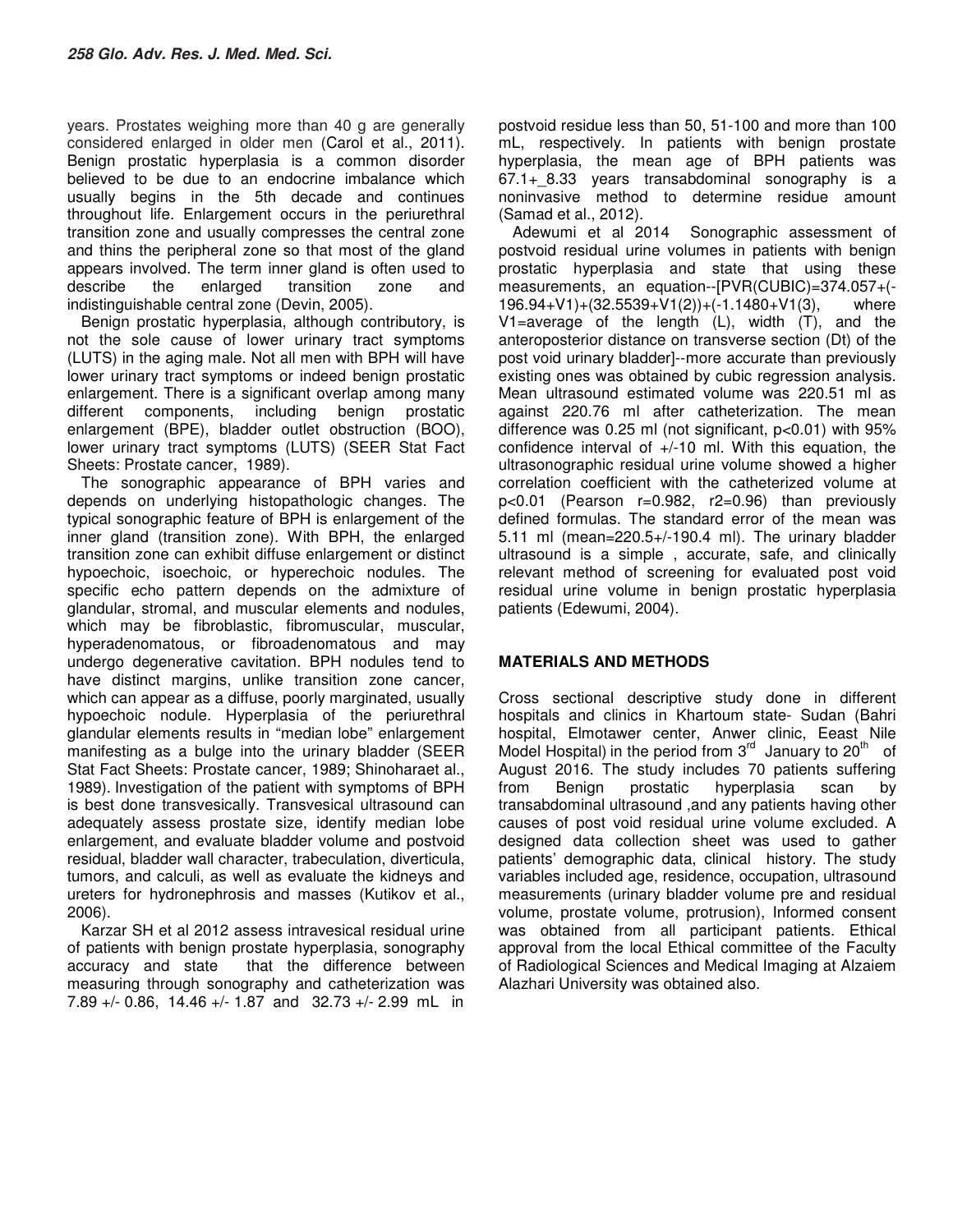years. Prostates weighing more than 40 g are generally considered enlarged in older men (Carol et al., 2011). Benign prostatic hyperplasia is a common disorder believed to be due to an endocrine imbalance which usually begins in the 5th decade and continues throughout life. Enlargement occurs in the periurethral transition zone and usually compresses the central zone and thins the peripheral zone so that most of the gland appears involved. The term inner gland is often used to describe the enlarged transition zone and indistinguishable central zone (Devin, 2005).

Benign prostatic hyperplasia, although contributory, is not the sole cause of lower urinary tract symptoms (LUTS) in the aging male. Not all men with BPH will have lower urinary tract symptoms or indeed benign prostatic enlargement. There is a significant overlap among many different components, including benign prostatic enlargement (BPE), bladder outlet obstruction (BOO), lower urinary tract symptoms (LUTS) (SEER Stat Fact Sheets: Prostate cancer, 1989).

The sonographic appearance of BPH varies and depends on underlying histopathologic changes. The typical sonographic feature of BPH is enlargement of the inner gland (transition zone). With BPH, the enlarged transition zone can exhibit diffuse enlargement or distinct hypoechoic, isoechoic, or hyperechoic nodules. The specific echo pattern depends on the admixture of glandular, stromal, and muscular elements and nodules, which may be fibroblastic, fibromuscular, muscular, hyperadenomatous, or fibroadenomatous and may undergo degenerative cavitation. BPH nodules tend to have distinct margins, unlike transition zone cancer, which can appear as a diffuse, poorly marginated, usually hypoechoic nodule. Hyperplasia of the periurethral glandular elements results in "median lobe" enlargement manifesting as a bulge into the urinary bladder (SEER Stat Fact Sheets: Prostate cancer, 1989; Shinoharaet al., 1989). Investigation of the patient with symptoms of BPH is best done transvesically. Transvesical ultrasound can adequately assess prostate size, identify median lobe enlargement, and evaluate bladder volume and postvoid residual, bladder wall character, trabeculation, diverticula, tumors, and calculi, as well as evaluate the kidneys and ureters for hydronephrosis and masses (Kutikov et al., 2006).

Karzar SH et al 2012 assess intravesical residual urine of patients with benign prostate hyperplasia, sonography accuracy and state that the difference between measuring through sonography and catheterization was 7.89 +/- 0.86, 14.46 +/- 1.87 and 32.73 +/- 2.99 mL in postvoid residue less than 50, 51-100 and more than 100 mL, respectively. In patients with benign prostate hyperplasia, the mean age of BPH patients was 67.1+_8.33 years transabdominal sonography is a noninvasive method to determine residue amount (Samad et al., 2012).

Adewumi et al 2014 Sonographic assessment of postvoid residual urine volumes in patients with benign prostatic hyperplasia and state that using these measurements, an equation--[PVR(CUBIC)=374.057+(-196.94+V1)+(32.5539+V1(2))+(-1.1480+V1(3), where V1=average of the length (L), width (T), and the anteroposterior distance on transverse section (Dt) of the post void urinary bladder]--more accurate than previously existing ones was obtained by cubic regression analysis. Mean ultrasound estimated volume was 220.51 ml as against 220.76 ml after catheterization. The mean difference was 0.25 ml (not significant, $p<0.01$) with 95% confidence interval of +/-10 ml. With this equation, the ultrasonographic residual urine volume showed a higher correlation coefficient with the catheterized volume at $p<0.01$ (Pearson $r=0.982$, $r^2=0.96$) than previously defined formulas. The standard error of the mean was 5.11 ml (mean=220.5+/-190.4 ml). The urinary bladder ultrasound is a simple , accurate, safe, and clinically relevant method of screening for evaluated post void residual urine volume in benign prostatic hyperplasia patients (Edewumi, 2004).

## MATERIALS AND METHODS

Cross sectional descriptive study done in different hospitals and clinics in Khartoum state- Sudan (Bahri hospital, Elmotawer center, Anwer clinic, Eeast Nile Model Hospital) in the period from 3rd January to 20th of August 2016. The study includes 70 patients suffering from Benign prostatic hyperplasia scan by transabdominal ultrasound ,and any patients having other causes of post void residual urine volume excluded. A designed data collection sheet was used to gather patients' demographic data, clinical history. The study variables included age, residence, occupation, ultrasound measurements (urinary bladder volume pre and residual volume, prostate volume, protrusion), Informed consent was obtained from all participant patients. Ethical approval from the local Ethical committee of the Faculty of Radiological Sciences and Medical Imaging at Alzaiem Alazhari University was obtained also.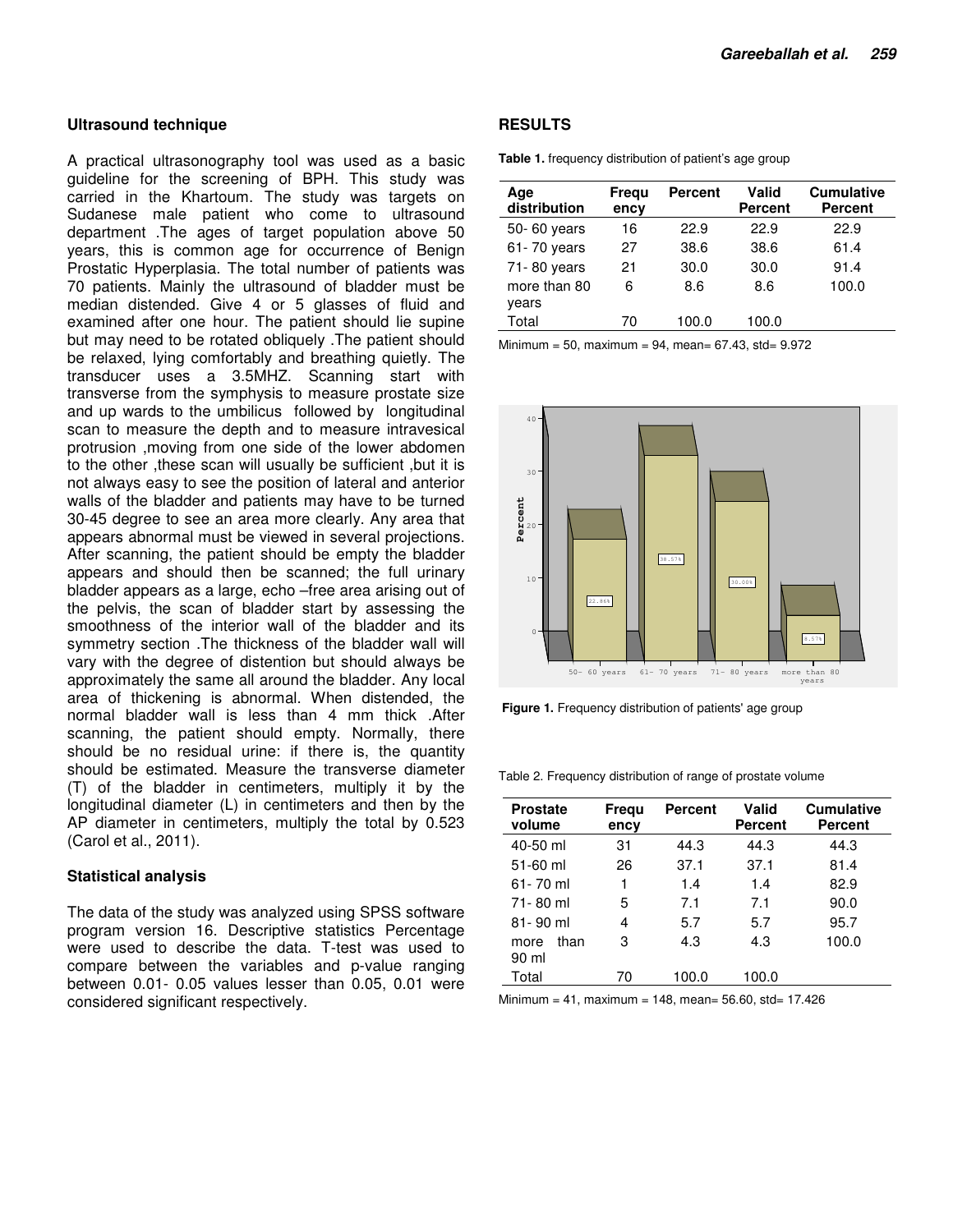### Ultrasound technique

A practical ultrasonography tool was used as a basic guideline for the screening of BPH. This study was carried in the Khartoum. The study was targets on Sudanese male patient who come to ultrasound department .The ages of target population above 50 years, this is common age for occurrence of Benign Prostatic Hyperplasia. The total number of patients was 70 patients. Mainly the ultrasound of bladder must be median distended. Give 4 or 5 glasses of fluid and examined after one hour. The patient should lie supine but may need to be rotated obliquely .The patient should be relaxed, lying comfortably and breathing quietly. The transducer uses a 3.5MHZ. Scanning start with transverse from the symphysis to measure prostate size and up wards to the umbilicus followed by longitudinal scan to measure the depth and to measure intravesical protrusion ,moving from one side of the lower abdomen to the other ,these scan will usually be sufficient ,but it is not always easy to see the position of lateral and anterior walls of the bladder and patients may have to be turned 30-45 degree to see an area more clearly. Any area that appears abnormal must be viewed in several projections. After scanning, the patient should be empty the bladder appears and should then be scanned; the full urinary bladder appears as a large, echo –free area arising out of the pelvis, the scan of bladder start by assessing the smoothness of the interior wall of the bladder and its symmetry section .The thickness of the bladder wall will vary with the degree of distention but should always be approximately the same all around the bladder. Any local area of thickening is abnormal. When distended, the normal bladder wall is less than 4 mm thick .After scanning, the patient should empty. Normally, there should be no residual urine: if there is, the quantity should be estimated. Measure the transverse diameter (T) of the bladder in centimeters, multiply it by the longitudinal diameter (L) in centimeters and then by the AP diameter in centimeters, multiply the total by 0.523 (Carol et al., 2011).

### Statistical analysis

The data of the study was analyzed using SPSS software program version 16. Descriptive statistics Percentage were used to describe the data. T-test was used to compare between the variables and p-value ranging between 0.01- 0.05 values lesser than 0.05, 0.01 were considered significant respectively.

## RESULTS

**Table 1.** frequency distribution of patient's age group

| Age distribution | Frequency | Percent | Valid Percent | Cumulative Percent |
|---|---|---|---|---|
| 50- 60 years | 16 | 22.9 | 22.9 | 22.9 |
| 61- 70 years | 27 | 38.6 | 38.6 | 61.4 |
| 71- 80 years | 21 | 30.0 | 30.0 | 91.4 |
| more than 80 years | 6 | 8.6 | 8.6 | 100.0 |
| Total | 70 | 100.0 | 100.0 | |

Minimum = 50, maximum = 94, mean= 67.43, std= 9.972

**Figure 1.** Frequency distribution of patients' age group

Table 2. Frequency distribution of range of prostate volume

| Prostate volume | Frequency | Percent | Valid Percent | Cumulative Percent |
|---|---|---|---|---|
| 40-50 ml | 31 | 44.3 | 44.3 | 44.3 |
| 51-60 ml | 26 | 37.1 | 37.1 | 81.4 |
| 61- 70 ml | 1 | 1.4 | 1.4 | 82.9 |
| 71- 80 ml | 5 | 7.1 | 7.1 | 90.0 |
| 81- 90 ml | 4 | 5.7 | 5.7 | 95.7 |
| more than 90 ml | 3 | 4.3 | 4.3 | 100.0 |
| Total | 70 | 100.0 | 100.0 | |

Minimum = 41, maximum = 148, mean= 56.60, std= 17.426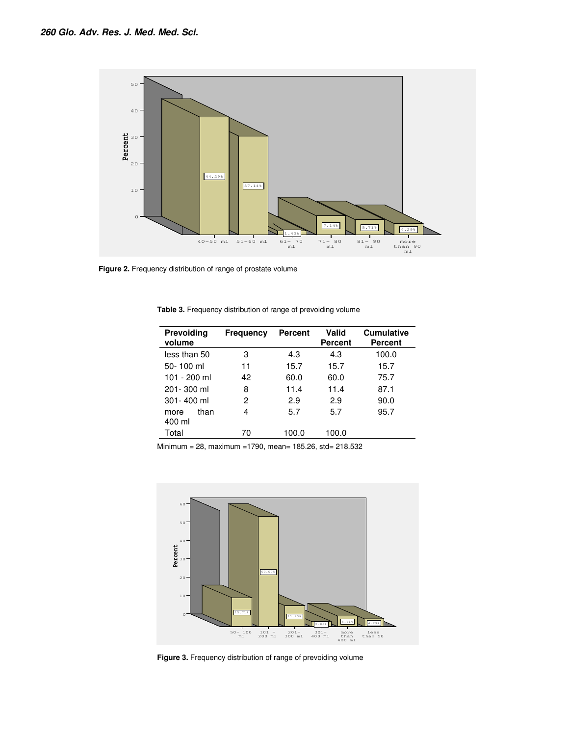Figure 2. Frequency distribution of range of prostate volume

Table 3. Frequency distribution of range of prevoiding volume

| Prevoiding volume | Frequency | Percent | Valid Percent | Cumulative Percent |
|---|---|---|---|---|
| less than 50 | 3 | 4.3 | 4.3 | 100.0 |
| 50- 100 ml | 11 | 15.7 | 15.7 | 15.7 |
| 101 - 200 ml | 42 | 60.0 | 60.0 | 75.7 |
| 201- 300 ml | 8 | 11.4 | 11.4 | 87.1 |
| 301- 400 ml | 2 | 2.9 | 2.9 | 90.0 |
| more than 400 ml | 4 | 5.7 | 5.7 | 95.7 |
| Total | 70 | 100.0 | 100.0 | |

Minimum = 28, maximum =1790, mean= 185.26, std= 218.532

Figure 3. Frequency distribution of range of prevoiding volume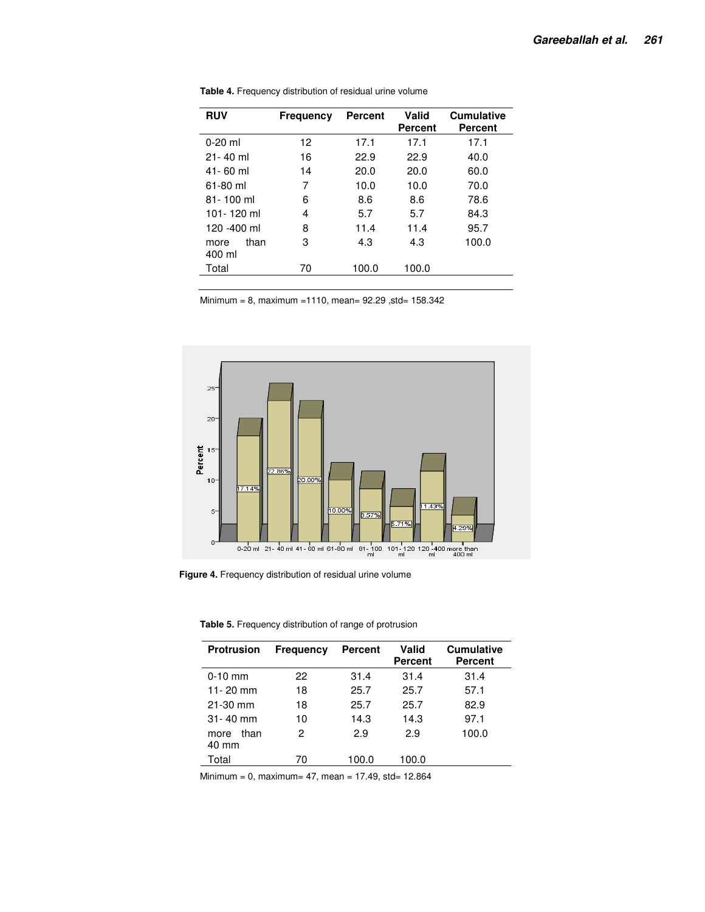**Table 4.** Frequency distribution of residual urine volume

| RUV | Frequency | Percent | Valid Percent | Cumulative Percent |
|---|---|---|---|---|
| 0-20 ml | 12 | 17.1 | 17.1 | 17.1 |
| 21- 40 ml | 16 | 22.9 | 22.9 | 40.0 |
| 41- 60 ml | 14 | 20.0 | 20.0 | 60.0 |
| 61-80 ml | 7 | 10.0 | 10.0 | 70.0 |
| 81- 100 ml | 6 | 8.6 | 8.6 | 78.6 |
| 101- 120 ml | 4 | 5.7 | 5.7 | 84.3 |
| 120 -400 ml | 8 | 11.4 | 11.4 | 95.7 |
| more than 400 ml | 3 | 4.3 | 4.3 | 100.0 |
| Total | 70 | 100.0 | 100.0 | |

Minimum = 8, maximum =1110, mean= 92.29 ,std= 158.342

**Figure 4.** Frequency distribution of residual urine volume

**Table 5.** Frequency distribution of range of protrusion

| Protrusion | Frequency | Percent | Valid Percent | Cumulative Percent |
|---|---|---|---|---|
| 0-10 mm | 22 | 31.4 | 31.4 | 31.4 |
| 11- 20 mm | 18 | 25.7 | 25.7 | 57.1 |
| 21-30 mm | 18 | 25.7 | 25.7 | 82.9 |
| 31- 40 mm | 10 | 14.3 | 14.3 | 97.1 |
| more than 40 mm | 2 | 2.9 | 2.9 | 100.0 |
| Total | 70 | 100.0 | 100.0 | |

Minimum = 0, maximum= 47, mean = 17.49, std= 12.864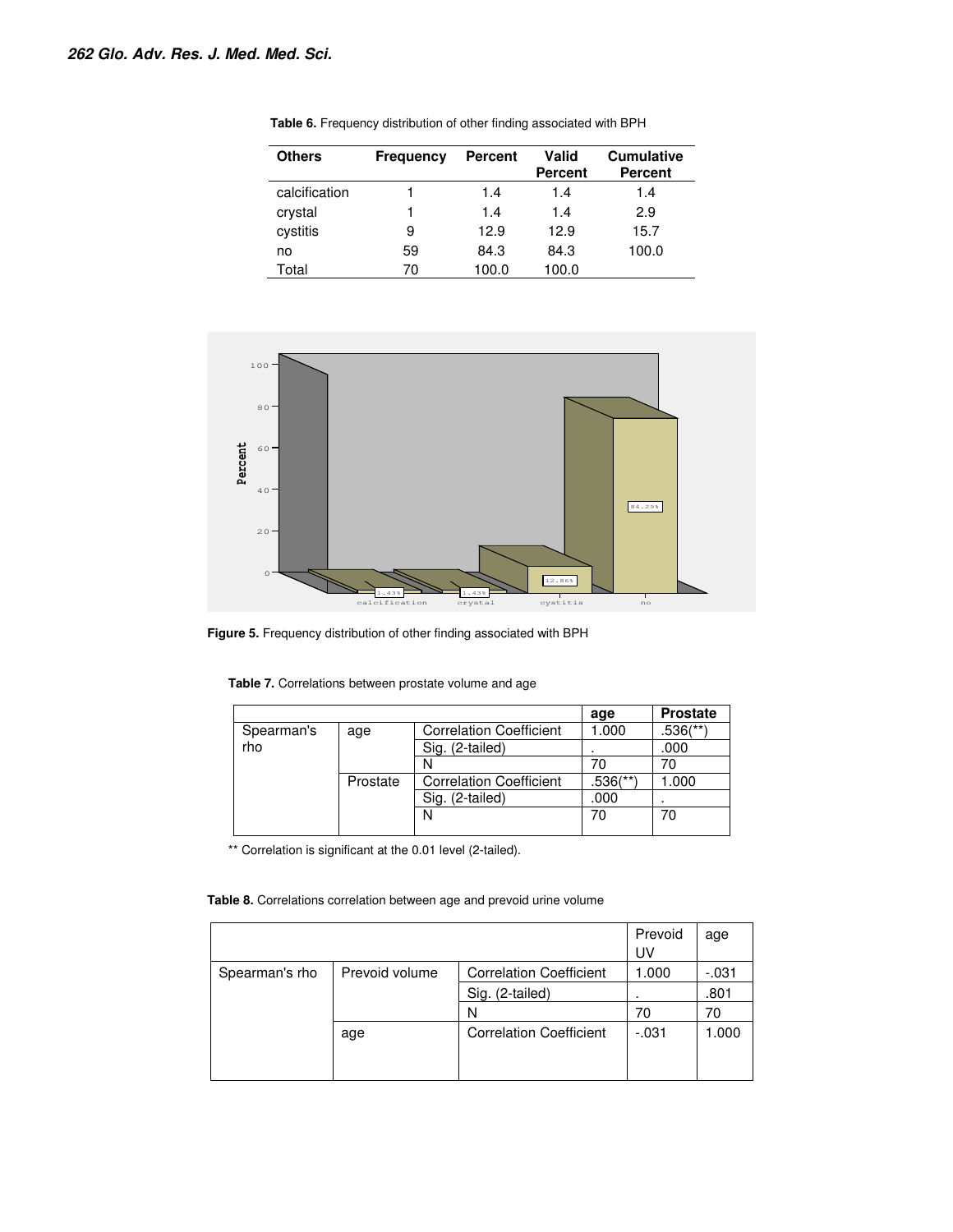**Table 6.** Frequency distribution of other finding associated with BPH

| Others | Frequency | Percent | Valid Percent | Cumulative Percent |
|---|---|---|---|---|
| calcification | 1 | 1.4 | 1.4 | 1.4 |
| crystal | 1 | 1.4 | 1.4 | 2.9 |
| cystitis | 9 | 12.9 | 12.9 | 15.7 |
| no | 59 | 84.3 | 84.3 | 100.0 |
| Total | 70 | 100.0 | 100.0 | |

**Figure 5.** Frequency distribution of other finding associated with BPH

**Table 7.** Correlations between prostate volume and age

| | | | age | Prostate |
|---|---|---|---|---|
| Spearman's rho | age | Correlation Coefficient | 1.000 | .536(**) |
| | | Sig. (2-tailed) | . | .000 |
| | | N | 70 | 70 |
| | Prostate | Correlation Coefficient | .536(**) | 1.000 |
| | | Sig. (2-tailed) | .000 | . |
| | | N | 70 | 70 |

** Correlation is significant at the 0.01 level (2-tailed).

**Table 8.** Correlations correlation between age and prevoid urine volume

| | | | Prevoid UV | age |
|---|---|---|---|---|
| Spearman's rho | Prevoid volume | Correlation Coefficient | 1.000 | -.031 |
| | | Sig. (2-tailed) | . | .801 |
| | | N | 70 | 70 |
| | age | Correlation Coefficient | -.031 | 1.000 |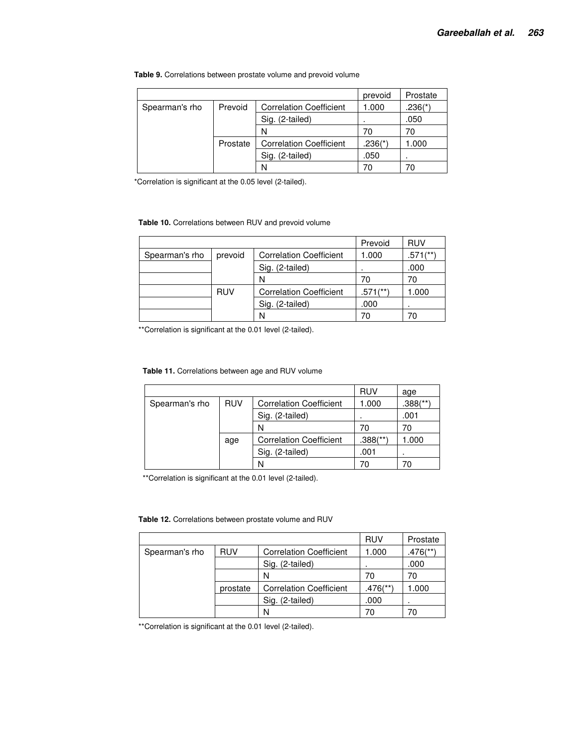**Table 9.** Correlations between prostate volume and prevoid volume

| | | | prevoid | Prostate |
|---|---|---|---|---|
| Spearman's rho | Prevoid | Correlation Coefficient | 1.000 | .236(*) |
| | | Sig. (2-tailed) | . | .050 |
| | | N | 70 | 70 |
| | Prostate | Correlation Coefficient | .236(*) | 1.000 |
| | | Sig. (2-tailed) | .050 | . |
| | | N | 70 | 70 |

*Correlation is significant at the 0.05 level (2-tailed).

**Table 10.** Correlations between RUV and prevoid volume

| | | | Prevoid | RUV |
|---|---|---|---|---|
| Spearman's rho | prevoid | Correlation Coefficient | 1.000 | .571(**) |
| | | Sig. (2-tailed) | . | .000 |
| | | N | 70 | 70 |
| | RUV | Correlation Coefficient | .571(**) | 1.000 |
| | | Sig. (2-tailed) | .000 | . |
| | | N | 70 | 70 |

**Correlation is significant at the 0.01 level (2-tailed).

**Table 11.** Correlations between age and RUV volume

| | | | RUV | age |
|---|---|---|---|---|
| Spearman's rho | RUV | Correlation Coefficient | 1.000 | .388(**) |
| | | Sig. (2-tailed) | . | .001 |
| | | N | 70 | 70 |
| | age | Correlation Coefficient | .388(**) | 1.000 |
| | | Sig. (2-tailed) | .001 | . |
| | | N | 70 | 70 |

**Correlation is significant at the 0.01 level (2-tailed).

**Table 12.** Correlations between prostate volume and RUV

| | | | RUV | Prostate |
|---|---|---|---|---|
| Spearman's rho | RUV | Correlation Coefficient | 1.000 | .476(**) |
| | | Sig. (2-tailed) | . | .000 |
| | | N | 70 | 70 |
| | prostate | Correlation Coefficient | .476(**) | 1.000 |
| | | Sig. (2-tailed) | .000 | . |
| | | N | 70 | 70 |

**Correlation is significant at the 0.01 level (2-tailed).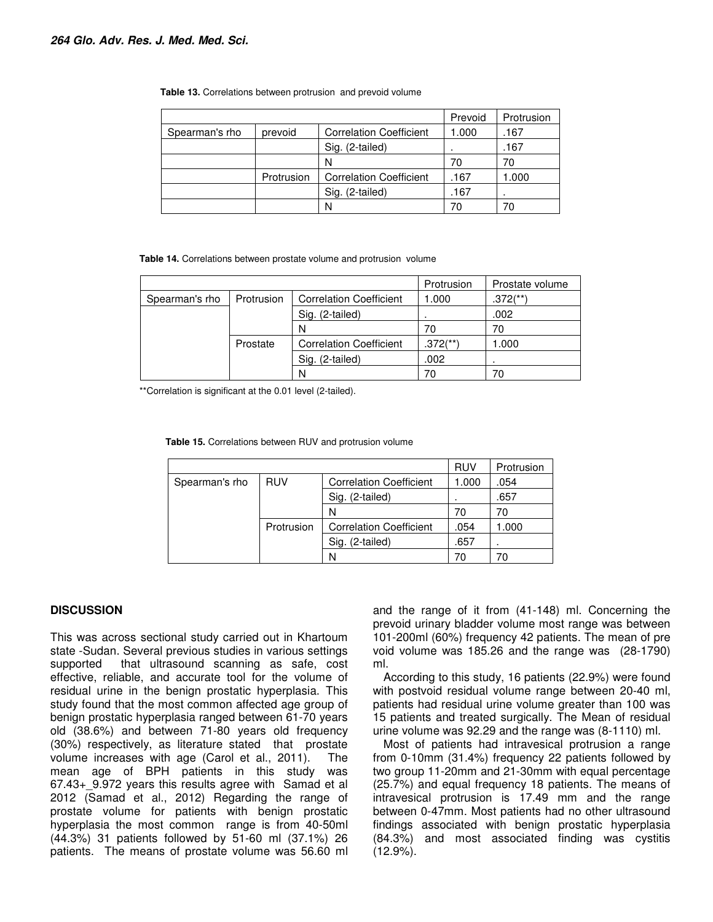**Table 13.** Correlations between protrusion and prevoid volume

| | | | Prevoid | Protrusion |
|---|---|---|---|---|
| Spearman's rho | prevoid | Correlation Coefficient | 1.000 | .167 |
| | | Sig. (2-tailed) | . | .167 |
| | | N | 70 | 70 |
| | Protrusion | Correlation Coefficient | .167 | 1.000 |
| | | Sig. (2-tailed) | .167 | . |
| | | N | 70 | 70 |

**Table 14.** Correlations between prostate volume and protrusion volume

| | | | Protrusion | Prostate volume |
|---|---|---|---|---|
| Spearman's rho | Protrusion | Correlation Coefficient | 1.000 | .372(**) |
| | | Sig. (2-tailed) | . | .002 |
| | | N | 70 | 70 |
| | Prostate | Correlation Coefficient | .372(**) | 1.000 |
| | | Sig. (2-tailed) | .002 | . |
| | | N | 70 | 70 |

**Correlation is significant at the 0.01 level (2-tailed).

**Table 15.** Correlations between RUV and protrusion volume

| | | | RUV | Protrusion |
|---|---|---|---|---|
| Spearman's rho | RUV | Correlation Coefficient | 1.000 | .054 |
| | | Sig. (2-tailed) | . | .657 |
| | | N | 70 | 70 |
| | Protrusion | Correlation Coefficient | .054 | 1.000 |
| | | Sig. (2-tailed) | .657 | . |
| | | N | 70 | 70 |

## DISCUSSION

This was across sectional study carried out in Khartoum state -Sudan. Several previous studies in various settings supported that ultrasound scanning as safe, cost effective, reliable, and accurate tool for the volume of residual urine in the benign prostatic hyperplasia. This study found that the most common affected age group of benign prostatic hyperplasia ranged between 61-70 years old (38.6%) and between 71-80 years old frequency (30%) respectively, as literature stated that prostate volume increases with age (Carol et al., 2011). The mean age of BPH patients in this study was 67.43+_9.972 years this results agree with Samad et al 2012 (Samad et al., 2012) Regarding the range of prostate volume for patients with benign prostatic hyperplasia the most common range is from 40-50ml (44.3%) 31 patients followed by 51-60 ml (37.1%) 26 patients. The means of prostate volume was 56.60 ml and the range of it from (41-148) ml. Concerning the prevoid urinary bladder volume most range was between 101-200ml (60%) frequency 42 patients. The mean of pre void volume was 185.26 and the range was (28-1790) ml.

According to this study, 16 patients (22.9%) were found with postvoid residual volume range between 20-40 ml, patients had residual urine volume greater than 100 was 15 patients and treated surgically. The Mean of residual urine volume was 92.29 and the range was (8-1110) ml.

Most of patients had intravesical protrusion a range from 0-10mm (31.4%) frequency 22 patients followed by two group 11-20mm and 21-30mm with equal percentage (25.7%) and equal frequency 18 patients. The means of intravesical protrusion is 17.49 mm and the range between 0-47mm. Most patients had no other ultrasound findings associated with benign prostatic hyperplasia (84.3%) and most associated finding was cystitis (12.9%).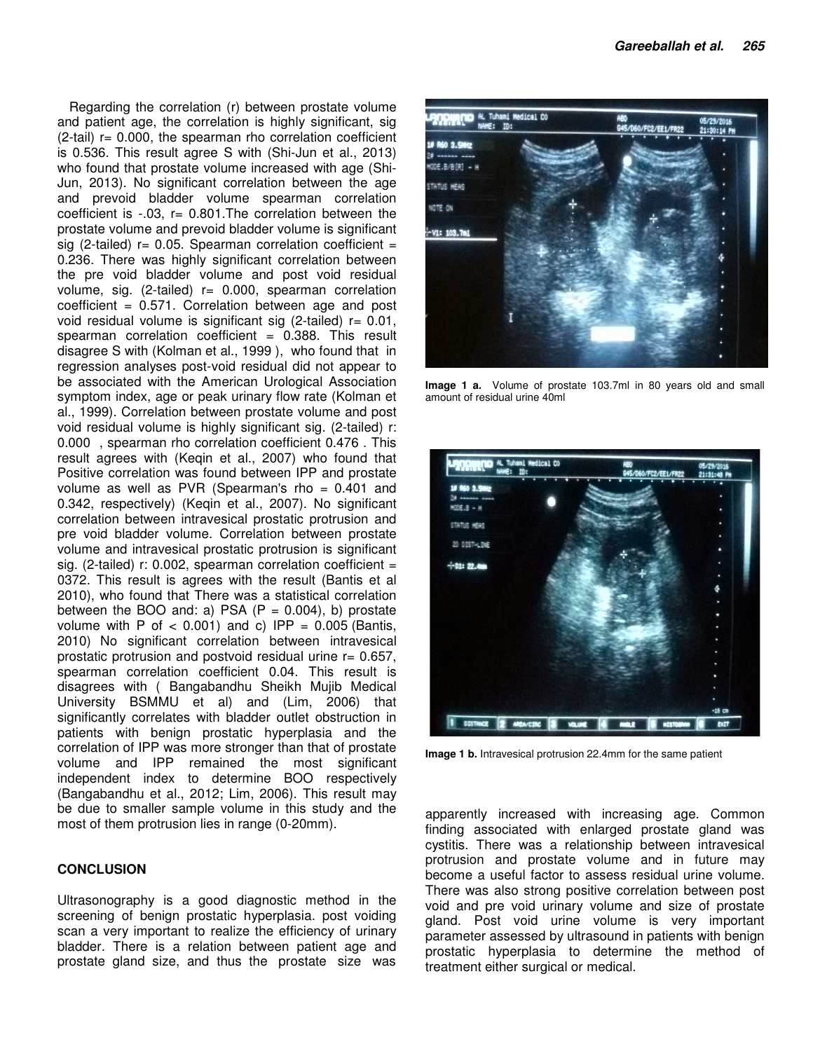Regarding the correlation (r) between prostate volume and patient age, the correlation is highly significant, sig (2-tail) r= 0.000, the spearman rho correlation coefficient is 0.536. This result agree S with (Shi-Jun et al., 2013) who found that prostate volume increased with age (Shi-Jun, 2013). No significant correlation between the age and prevoid bladder volume spearman correlation coefficient is -.03, r= 0.801.The correlation between the prostate volume and prevoid bladder volume is significant sig (2-tailed) r= 0.05. Spearman correlation coefficient = 0.236. There was highly significant correlation between the pre void bladder volume and post void residual volume, sig. (2-tailed) r= 0.000, spearman correlation coefficient = 0.571. Correlation between age and post void residual volume is significant sig (2-tailed) r= 0.01, spearman correlation coefficient = 0.388. This result disagree S with (Kolman et al., 1999 ), who found that in regression analyses post-void residual did not appear to be associated with the American Urological Association symptom index, age or peak urinary flow rate (Kolman et al., 1999). Correlation between prostate volume and post void residual volume is highly significant sig. (2-tailed) r: 0.000 , spearman rho correlation coefficient 0.476 . This result agrees with (Keqin et al., 2007) who found that Positive correlation was found between IPP and prostate volume as well as PVR (Spearman's rho = 0.401 and 0.342, respectively) (Keqin et al., 2007). No significant correlation between intravesical prostatic protrusion and pre void bladder volume. Correlation between prostate volume and intravesical prostatic protrusion is significant sig. (2-tailed) r: 0.002, spearman correlation coefficient = 0372. This result is agrees with the result (Bantis et al 2010), who found that There was a statistical correlation between the BOO and: a) PSA (P = 0.004), b) prostate volume with P of < 0.001) and c) IPP = 0.005 (Bantis, 2010) No significant correlation between intravesical prostatic protrusion and postvoid residual urine r= 0.657, spearman correlation coefficient 0.04. This result is disagrees with ( Bangabandhu Sheikh Mujib Medical University BSMMU et al) and (Lim, 2006) that significantly correlates with bladder outlet obstruction in patients with benign prostatic hyperplasia and the correlation of IPP was more stronger than that of prostate volume and IPP remained the most significant independent index to determine BOO respectively (Bangabandhu et al., 2012; Lim, 2006). This result may be due to smaller sample volume in this study and the most of them protrusion lies in range (0-20mm).

**Image 1 a.** Volume of prostate 103.7ml in 80 years old and small amount of residual urine 40ml

**Image 1 b.** Intravesical protrusion 22.4mm for the same patient

## CONCLUSION

Ultrasonography is a good diagnostic method in the screening of benign prostatic hyperplasia. post voiding scan a very important to realize the efficiency of urinary bladder. There is a relation between patient age and prostate gland size, and thus the prostate size was apparently increased with increasing age. Common finding associated with enlarged prostate gland was cystitis. There was a relationship between intravesical protrusion and prostate volume and in future may become a useful factor to assess residual urine volume. There was also strong positive correlation between post void and pre void urinary volume and size of prostate gland. Post void urine volume is very important parameter assessed by ultrasound in patients with benign prostatic hyperplasia to determine the method of treatment either surgical or medical.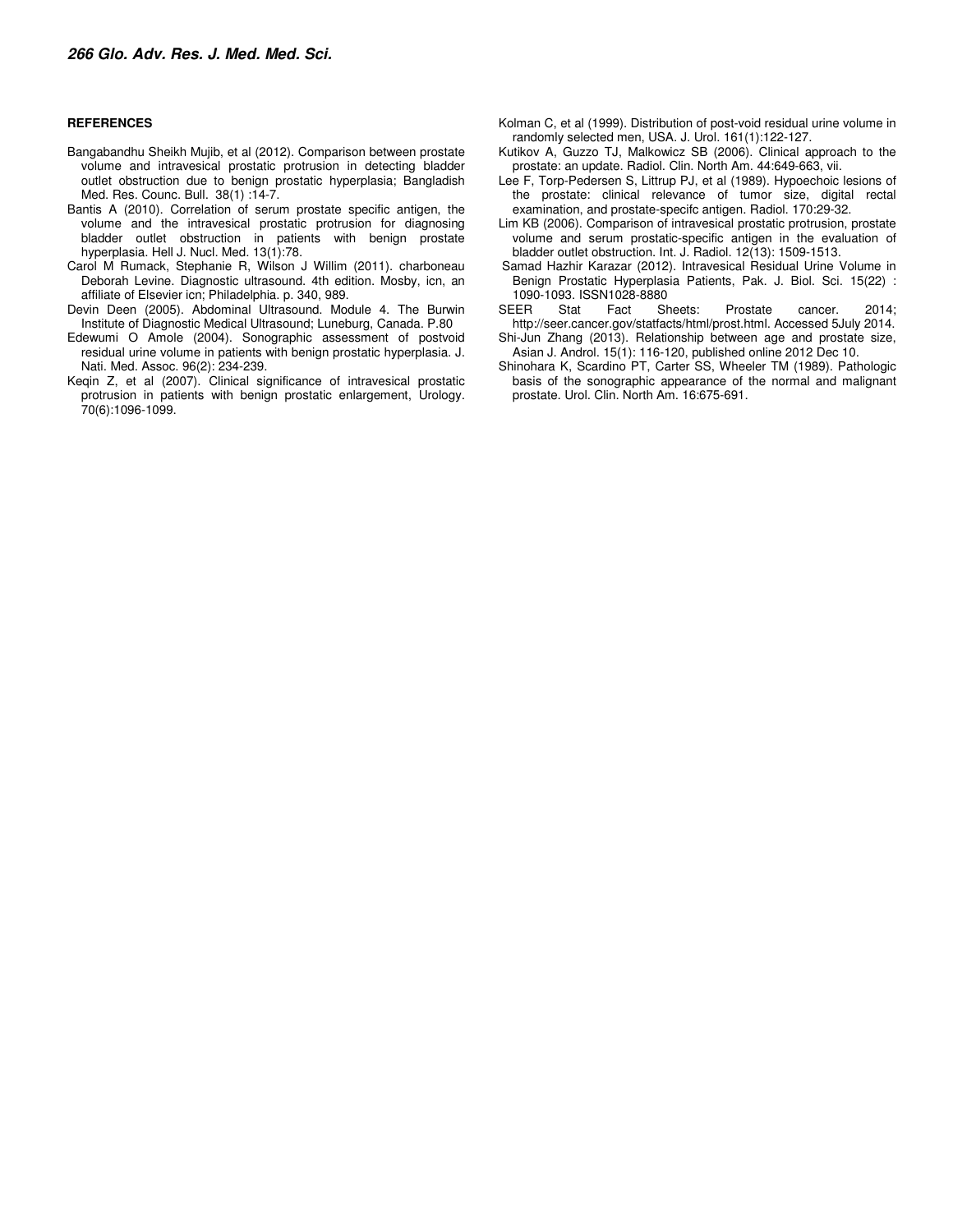## REFERENCES

Bangabandhu Sheikh Mujib, et al (2012). Comparison between prostate volume and intravesical prostatic protrusion in detecting bladder outlet obstruction due to benign prostatic hyperplasia; Bangladish Med. Res. Counc. Bull. 38(1) :14-7.

Bantis A (2010). Correlation of serum prostate specific antigen, the volume and the intravesical prostatic protrusion for diagnosing bladder outlet obstruction in patients with benign prostate hyperplasia. Hell J. Nucl. Med. 13(1):78.

Carol M Rumack, Stephanie R, Wilson J Willim (2011). charboneau Deborah Levine. Diagnostic ultrasound. 4th edition. Mosby, icn, an affiliate of Elsevier icn; Philadelphia. p. 340, 989.

Devin Deen (2005). Abdominal Ultrasound. Module 4. The Burwin Institute of Diagnostic Medical Ultrasound; Luneburg, Canada. P.80

Edewumi O Amole (2004). Sonographic assessment of postvoid residual urine volume in patients with benign prostatic hyperplasia. J. Nati. Med. Assoc. 96(2): 234-239.

Keqin Z, et al (2007). Clinical significance of intravesical prostatic protrusion in patients with benign prostatic enlargement, Urology. 70(6):1096-1099.

Kolman C, et al (1999). Distribution of post-void residual urine volume in randomly selected men, USA. J. Urol. 161(1):122-127.

Kutikov A, Guzzo TJ, Malkowicz SB (2006). Clinical approach to the prostate: an update. Radiol. Clin. North Am. 44:649-663, vii.

Lee F, Torp-Pedersen S, Littrup PJ, et al (1989). Hypoechoic lesions of the prostate: clinical relevance of tumor size, digital rectal examination, and prostate-specifc antigen. Radiol. 170:29-32.

Lim KB (2006). Comparison of intravesical prostatic protrusion, prostate volume and serum prostatic-specific antigen in the evaluation of bladder outlet obstruction. Int. J. Radiol. 12(13): 1509-1513.

Samad Hazhir Karazar (2012). Intravesical Residual Urine Volume in Benign Prostatic Hyperplasia Patients, Pak. J. Biol. Sci. 15(22) : 1090-1093. ISSN1028-8880

SEER Stat Fact Sheets: Prostate cancer. 2014; http://seer.cancer.gov/statfacts/html/prost.html. Accessed 5July 2014.

Shi-Jun Zhang (2013). Relationship between age and prostate size, Asian J. Androl. 15(1): 116-120, published online 2012 Dec 10.

Shinohara K, Scardino PT, Carter SS, Wheeler TM (1989). Pathologic basis of the sonographic appearance of the normal and malignant prostate. Urol. Clin. North Am. 16:675-691.